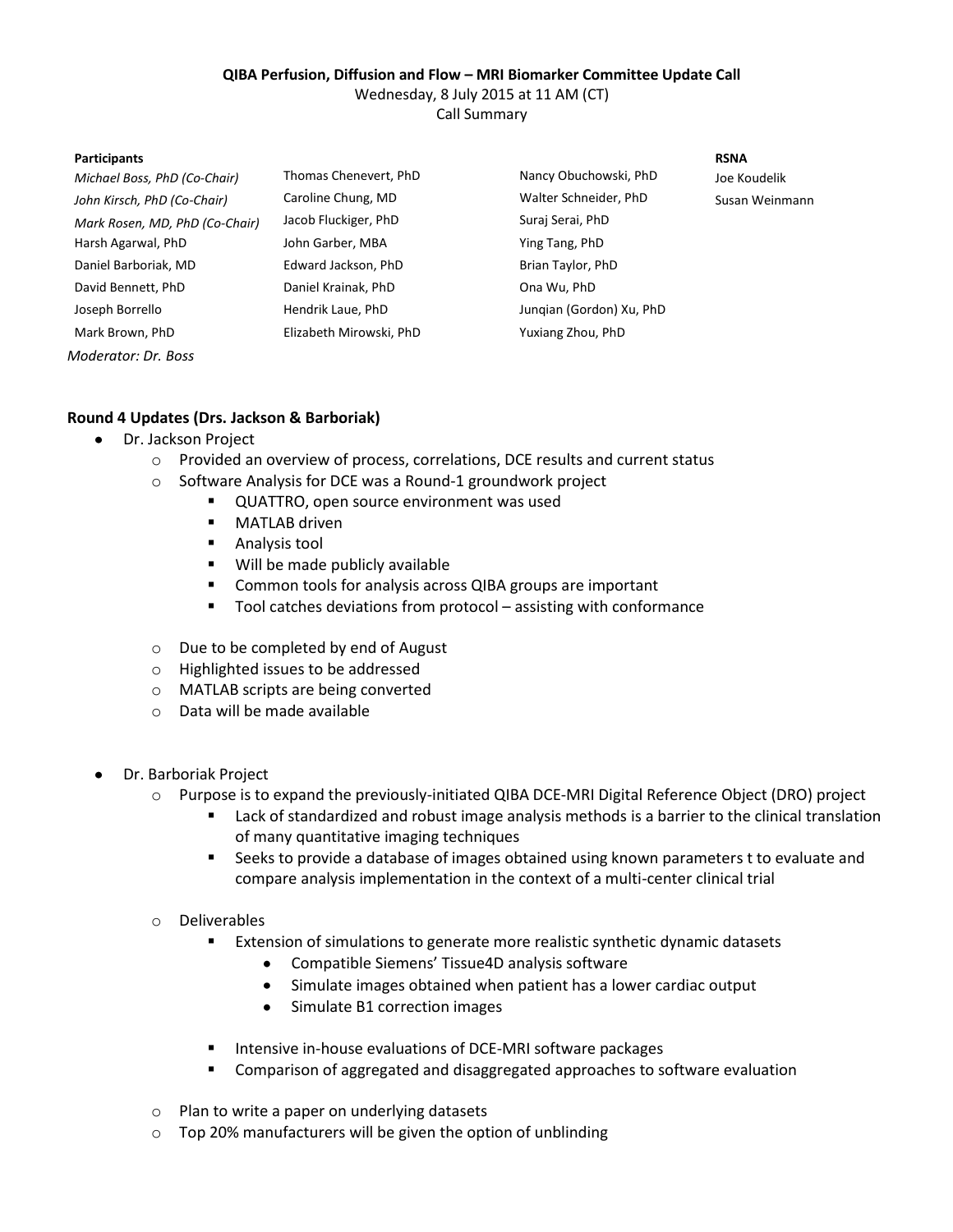**QIBA Perfusion, Diffusion and Flow – MRI Biomarker Committee Update Call**

Wednesday, 8 July 2015 at 11 AM (CT)

Call Summary

| Participants | | | RSNA |
|---|---|---|---|
| *Michael Boss, PhD (Co-Chair)* | Thomas Chenevert, PhD | Nancy Obuchowski, PhD | Joe Koudelik |
| *John Kirsch, PhD (Co-Chair)* | Caroline Chung, MD | Walter Schneider, PhD | Susan Weinmann |
| *Mark Rosen, MD, PhD (Co-Chair)* | Jacob Fluckiger, PhD | Suraj Serai, PhD | |
| Harsh Agarwal, PhD | John Garber, MBA | Ying Tang, PhD | |
| Daniel Barboriak, MD | Edward Jackson, PhD | Brian Taylor, PhD | |
| David Bennett, PhD | Daniel Krainak, PhD | Ona Wu, PhD | |
| Joseph Borrello | Hendrik Laue, PhD | Junqian (Gordon) Xu, PhD | |
| Mark Brown, PhD | Elizabeth Mirowski, PhD | Yuxiang Zhou, PhD | |

*Moderator: Dr. Boss*

**Round 4 Updates (Drs. Jackson & Barboriak)**

- Dr. Jackson Project
  - Provided an overview of process, correlations, DCE results and current status
  - Software Analysis for DCE was a Round-1 groundwork project
    - QUATTRO, open source environment was used
    - MATLAB driven
    - Analysis tool
    - Will be made publicly available
    - Common tools for analysis across QIBA groups are important
    - Tool catches deviations from protocol – assisting with conformance
  - Due to be completed by end of August
  - Highlighted issues to be addressed
  - MATLAB scripts are being converted
  - Data will be made available

- Dr. Barboriak Project
  - Purpose is to expand the previously-initiated QIBA DCE-MRI Digital Reference Object (DRO) project
    - Lack of standardized and robust image analysis methods is a barrier to the clinical translation of many quantitative imaging techniques
    - Seeks to provide a database of images obtained using known parameters t to evaluate and compare analysis implementation in the context of a multi-center clinical trial
  - Deliverables
    - Extension of simulations to generate more realistic synthetic dynamic datasets
      - Compatible Siemens' Tissue4D analysis software
      - Simulate images obtained when patient has a lower cardiac output
      - Simulate B1 correction images
    - Intensive in-house evaluations of DCE-MRI software packages
    - Comparison of aggregated and disaggregated approaches to software evaluation
  - Plan to write a paper on underlying datasets
  - Top 20% manufacturers will be given the option of unblinding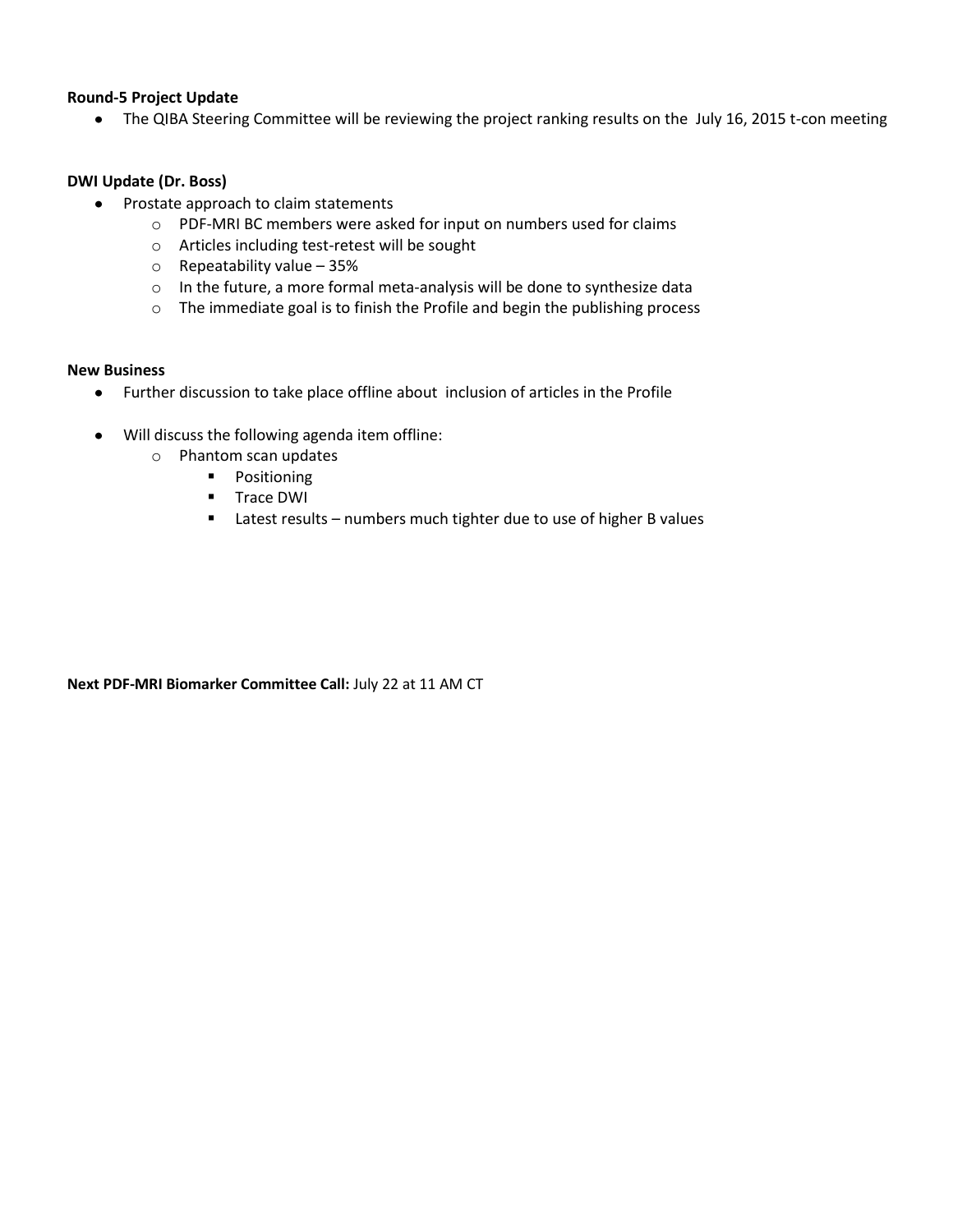**Round-5 Project Update**

- The QIBA Steering Committee will be reviewing the project ranking results on the July 16, 2015 t-con meeting

**DWI Update (Dr. Boss)**

- Prostate approach to claim statements
  - PDF-MRI BC members were asked for input on numbers used for claims
  - Articles including test-retest will be sought
  - Repeatability value – 35%
  - In the future, a more formal meta-analysis will be done to synthesize data
  - The immediate goal is to finish the Profile and begin the publishing process

**New Business**

- Further discussion to take place offline about inclusion of articles in the Profile
- Will discuss the following agenda item offline:
  - Phantom scan updates
    - Positioning
    - Trace DWI
    - Latest results – numbers much tighter due to use of higher B values

**Next PDF-MRI Biomarker Committee Call:** July 22 at 11 AM CT